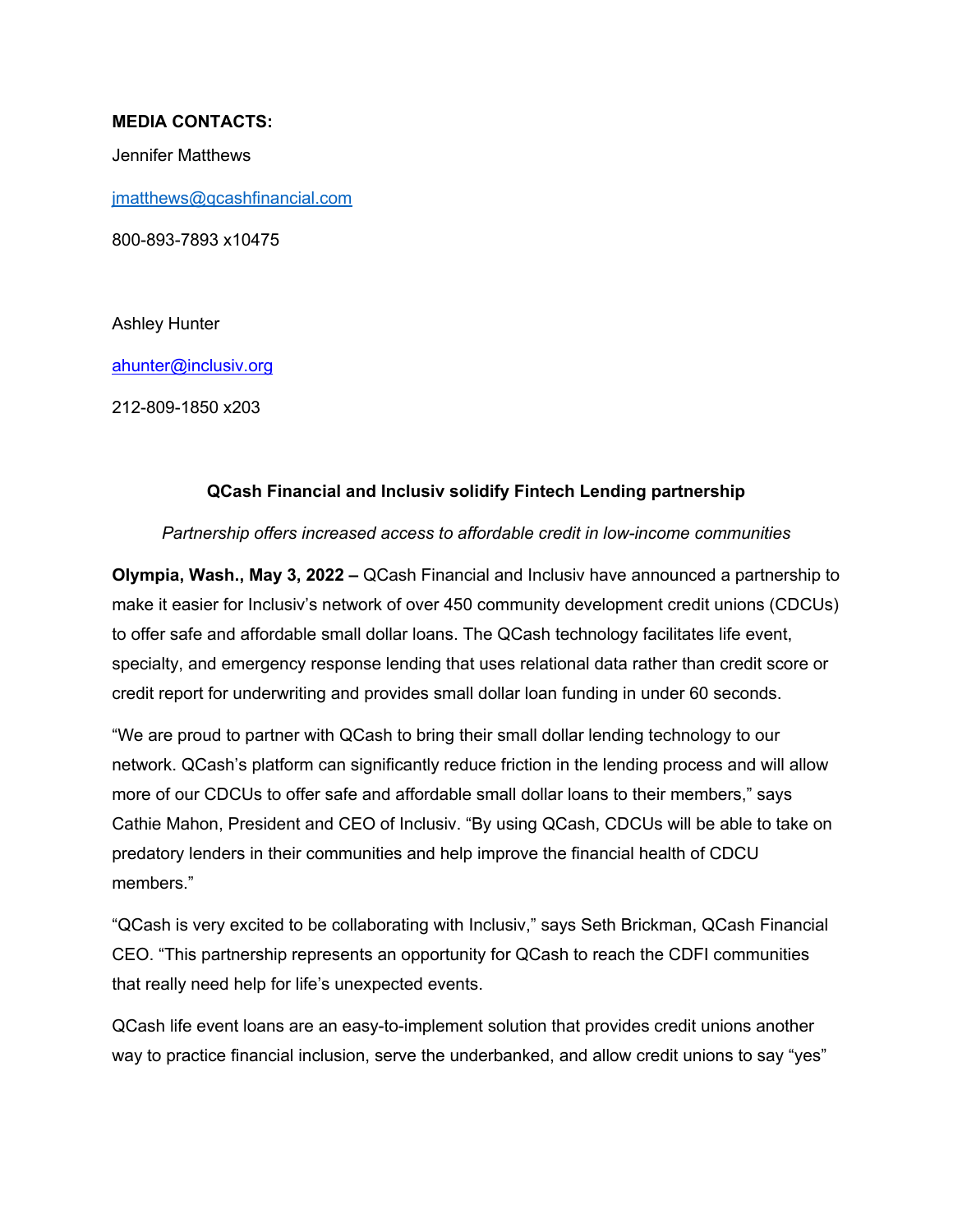**MEDIA CONTACTS:**

Jennifer Matthews

jmatthews@qcashfinancial.com

800-893-7893 x10475

Ashley Hunter

ahunter@inclusiv.org

212-809-1850 x203

**QCash Financial and Inclusiv solidify Fintech Lending partnership**

*Partnership offers increased access to affordable credit in low-income communities*

**Olympia, Wash., May 3, 2022 –** QCash Financial and Inclusiv have announced a partnership to make it easier for Inclusiv's network of over 450 community development credit unions (CDCUs) to offer safe and affordable small dollar loans. The QCash technology facilitates life event, specialty, and emergency response lending that uses relational data rather than credit score or credit report for underwriting and provides small dollar loan funding in under 60 seconds.

"We are proud to partner with QCash to bring their small dollar lending technology to our network. QCash's platform can significantly reduce friction in the lending process and will allow more of our CDCUs to offer safe and affordable small dollar loans to their members," says Cathie Mahon, President and CEO of Inclusiv. "By using QCash, CDCUs will be able to take on predatory lenders in their communities and help improve the financial health of CDCU members."

"QCash is very excited to be collaborating with Inclusiv," says Seth Brickman, QCash Financial CEO. "This partnership represents an opportunity for QCash to reach the CDFI communities that really need help for life's unexpected events.

QCash life event loans are an easy-to-implement solution that provides credit unions another way to practice financial inclusion, serve the underbanked, and allow credit unions to say "yes"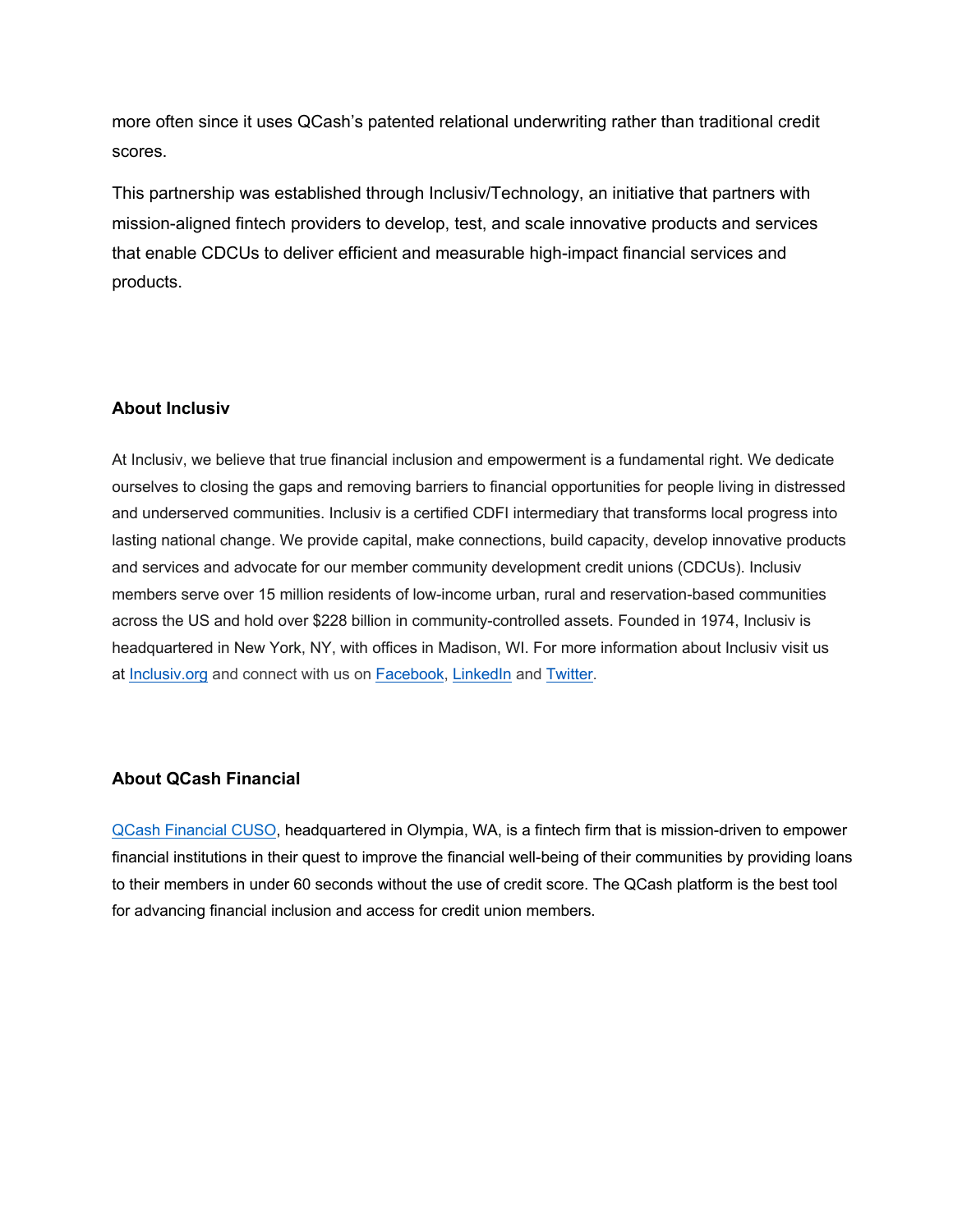more often since it uses QCash's patented relational underwriting rather than traditional credit scores.

This partnership was established through Inclusiv/Technology, an initiative that partners with mission-aligned fintech providers to develop, test, and scale innovative products and services that enable CDCUs to deliver efficient and measurable high-impact financial services and products.

**About Inclusiv**

At Inclusiv, we believe that true financial inclusion and empowerment is a fundamental right. We dedicate ourselves to closing the gaps and removing barriers to financial opportunities for people living in distressed and underserved communities. Inclusiv is a certified CDFI intermediary that transforms local progress into lasting national change. We provide capital, make connections, build capacity, develop innovative products and services and advocate for our member community development credit unions (CDCUs). Inclusiv members serve over 15 million residents of low-income urban, rural and reservation-based communities across the US and hold over $228 billion in community-controlled assets. Founded in 1974, Inclusiv is headquartered in New York, NY, with offices in Madison, WI. For more information about Inclusiv visit us at Inclusiv.org and connect with us on Facebook, LinkedIn and Twitter.

**About QCash Financial**

QCash Financial CUSO, headquartered in Olympia, WA, is a fintech firm that is mission-driven to empower financial institutions in their quest to improve the financial well-being of their communities by providing loans to their members in under 60 seconds without the use of credit score. The QCash platform is the best tool for advancing financial inclusion and access for credit union members.